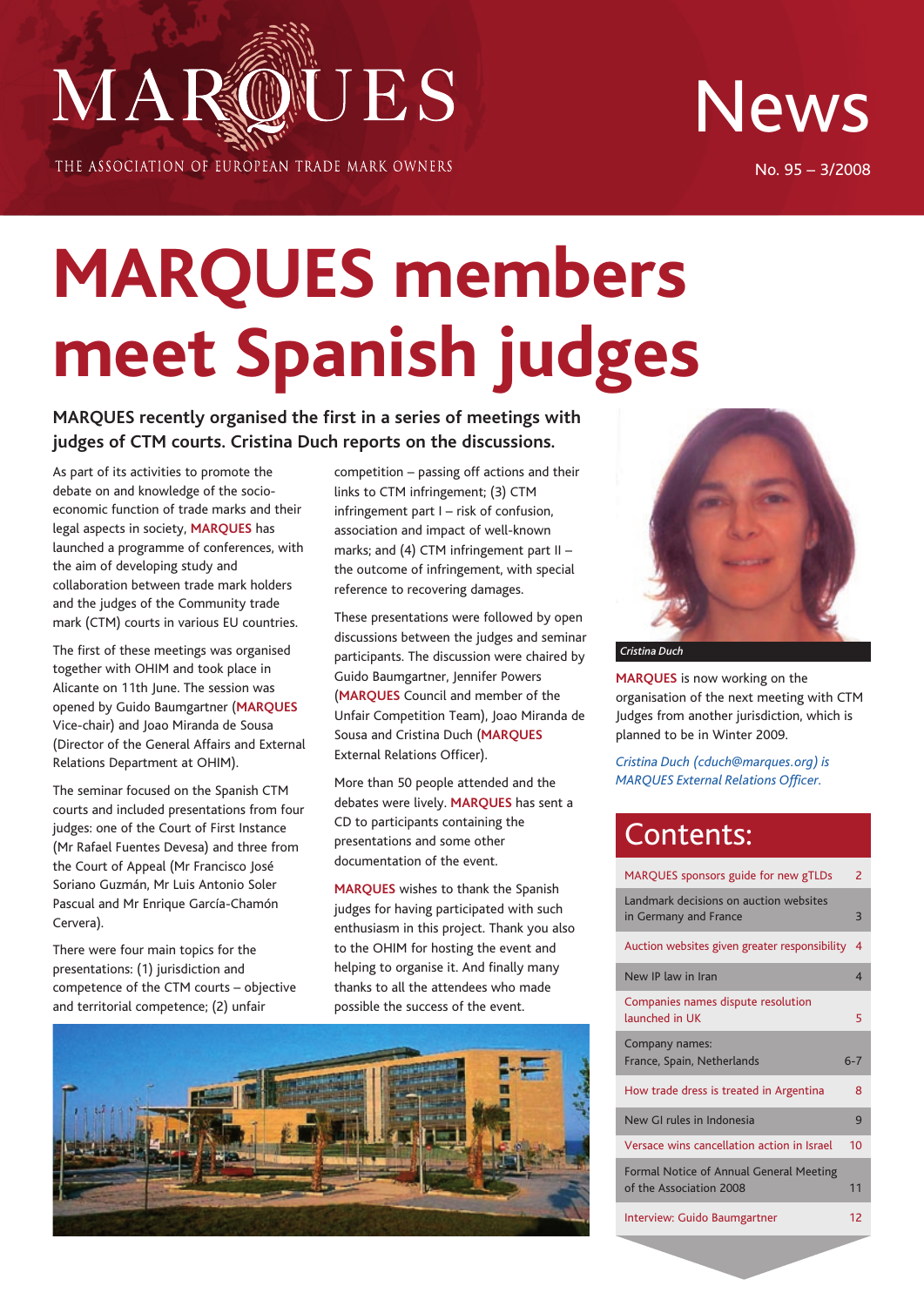# MARQUES

THE ASSOCIATION OF EUROPEAN TRADE MARK OWNERS

# News

No. 95 – 3/2008

# MARQUES members meet Spanish judges

**MARQUES recently organised the first in a series of meetings with judges of CTM courts. Cristina Duch reports on the discussions.**

As part of its activities to promote the debate on and knowledge of the socio-economic function of trade marks and their legal aspects in society, **MARQUES** has launched a programme of conferences, with the aim of developing study and collaboration between trade mark holders and the judges of the Community trade mark (CTM) courts in various EU countries.

The first of these meetings was organised together with OHIM and took place in Alicante on 11th June. The session was opened by Guido Baumgartner (**MARQUES** Vice-chair) and Joao Miranda de Sousa (Director of the General Affairs and External Relations Department at OHIM).

The seminar focused on the Spanish CTM courts and included presentations from four judges: one of the Court of First Instance (Mr Rafael Fuentes Devesa) and three from the Court of Appeal (Mr Francisco José Soriano Guzmán, Mr Luis Antonio Soler Pascual and Mr Enrique García-Chamón Cervera).

There were four main topics for the presentations: (1) jurisdiction and competence of the CTM courts – objective and territorial competence; (2) unfair competition – passing off actions and their links to CTM infringement; (3) CTM infringement part I – risk of confusion, association and impact of well-known marks; and (4) CTM infringement part II – the outcome of infringement, with special reference to recovering damages.

These presentations were followed by open discussions between the judges and seminar participants. The discussion were chaired by Guido Baumgartner, Jennifer Powers (**MARQUES** Council and member of the Unfair Competition Team), Joao Miranda de Sousa and Cristina Duch (**MARQUES** External Relations Officer).

More than 50 people attended and the debates were lively. **MARQUES** has sent a CD to participants containing the presentations and some other documentation of the event.

**MARQUES** wishes to thank the Spanish judges for having participated with such enthusiasm in this project. Thank you also to the OHIM for hosting the event and helping to organise it. And finally many thanks to all the attendees who made possible the success of the event.

*Cristina Duch*

**MARQUES** is now working on the organisation of the next meeting with CTM Judges from another jurisdiction, which is planned to be in Winter 2009.

*Cristina Duch (cduch@marques.org) is MARQUES External Relations Officer.*

## Contents:

| | |
|---|---|
| MARQUES sponsors guide for new gTLDs | 2 |
| Landmark decisions on auction websites in Germany and France | 3 |
| Auction websites given greater responsibility | 4 |
| New IP law in Iran | 4 |
| Companies names dispute resolution launched in UK | 5 |
| Company names: France, Spain, Netherlands | 6-7 |
| How trade dress is treated in Argentina | 8 |
| New GI rules in Indonesia | 9 |
| Versace wins cancellation action in Israel | 10 |
| Formal Notice of Annual General Meeting of the Association 2008 | 11 |
| Interview: Guido Baumgartner | 12 |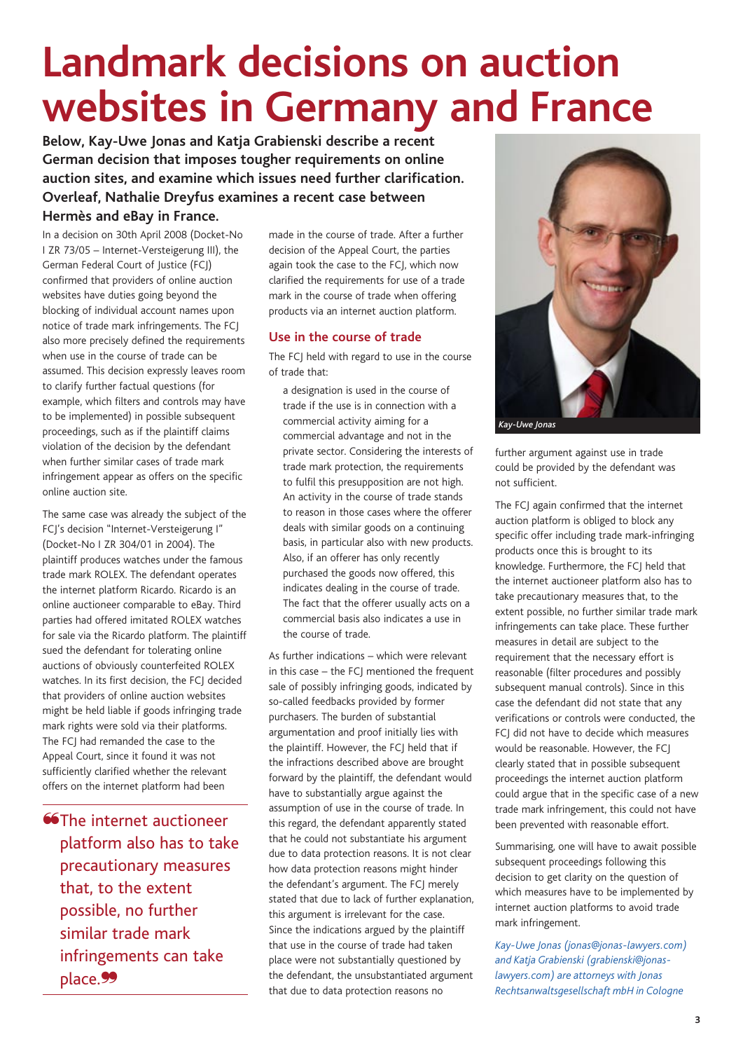# Landmark decisions on auction websites in Germany and France

**Below, Kay-Uwe Jonas and Katja Grabienski describe a recent German decision that imposes tougher requirements on online auction sites, and examine which issues need further clarification. Overleaf, Nathalie Dreyfus examines a recent case between Hermès and eBay in France.**

In a decision on 30th April 2008 (Docket-No I ZR 73/05 – Internet-Versteigerung III), the German Federal Court of Justice (FCJ) confirmed that providers of online auction websites have duties going beyond the blocking of individual account names upon notice of trade mark infringements. The FCJ also more precisely defined the requirements when use in the course of trade can be assumed. This decision expressly leaves room to clarify further factual questions (for example, which filters and controls may have to be implemented) in possible subsequent proceedings, such as if the plaintiff claims violation of the decision by the defendant when further similar cases of trade mark infringement appear as offers on the specific online auction site.

The same case was already the subject of the FCJ's decision "Internet-Versteigerung I" (Docket-No I ZR 304/01 in 2004). The plaintiff produces watches under the famous trade mark ROLEX. The defendant operates the internet platform Ricardo. Ricardo is an online auctioneer comparable to eBay. Third parties had offered imitated ROLEX watches for sale via the Ricardo platform. The plaintiff sued the defendant for tolerating online auctions of obviously counterfeited ROLEX watches. In its first decision, the FCJ decided that providers of online auction websites might be held liable if goods infringing trade mark rights were sold via their platforms. The FCJ had remanded the case to the Appeal Court, since it found it was not sufficiently clarified whether the relevant offers on the internet platform had been made in the course of trade. After a further decision of the Appeal Court, the parties again took the case to the FCJ, which now clarified the requirements for use of a trade mark in the course of trade when offering products via an internet auction platform.

> "The internet auctioneer platform also has to take precautionary measures that, to the extent possible, no further similar trade mark infringements can take place."

## Use in the course of trade

The FCJ held with regard to use in the course of trade that:

> a designation is used in the course of trade if the use is in connection with a commercial activity aiming for a commercial advantage and not in the private sector. Considering the interests of trade mark protection, the requirements to fulfil this presupposition are not high. An activity in the course of trade stands to reason in those cases where the offerer deals with similar goods on a continuing basis, in particular also with new products. Also, if an offerer has only recently purchased the goods now offered, this indicates dealing in the course of trade. The fact that the offerer usually acts on a commercial basis also indicates a use in the course of trade.

As further indications – which were relevant in this case – the FCJ mentioned the frequent sale of possibly infringing goods, indicated by so-called feedbacks provided by former purchasers. The burden of substantial argumentation and proof initially lies with the plaintiff. However, the FCJ held that if the infractions described above are brought forward by the plaintiff, the defendant would have to substantially argue against the assumption of use in the course of trade. In this regard, the defendant apparently stated that he could not substantiate his argument due to data protection reasons. It is not clear how data protection reasons might hinder the defendant's argument. The FCJ merely stated that due to lack of further explanation, this argument is irrelevant for the case. Since the indications argued by the plaintiff that use in the course of trade had taken place were not substantially questioned by the defendant, the unsubstantiated argument that due to data protection reasons no further argument against use in trade could be provided by the defendant was not sufficient.

*Kay-Uwe Jonas*

The FCJ again confirmed that the internet auction platform is obliged to block any specific offer including trade mark-infringing products once this is brought to its knowledge. Furthermore, the FCJ held that the internet auctioneer platform also has to take precautionary measures that, to the extent possible, no further similar trade mark infringements can take place. These further measures in detail are subject to the requirement that the necessary effort is reasonable (filter procedures and possibly subsequent manual controls). Since in this case the defendant did not state that any verifications or controls were conducted, the FCJ did not have to decide which measures would be reasonable. However, the FCJ clearly stated that in possible subsequent proceedings the internet auction platform could argue that in the specific case of a new trade mark infringement, this could not have been prevented with reasonable effort.

Summarising, one will have to await possible subsequent proceedings following this decision to get clarity on the question of which measures have to be implemented by internet auction platforms to avoid trade mark infringement.

*Kay-Uwe Jonas (jonas@jonas-lawyers.com) and Katja Grabienski (grabienski@jonas-lawyers.com) are attorneys with Jonas Rechtsanwaltsgesellschaft mbH in Cologne*